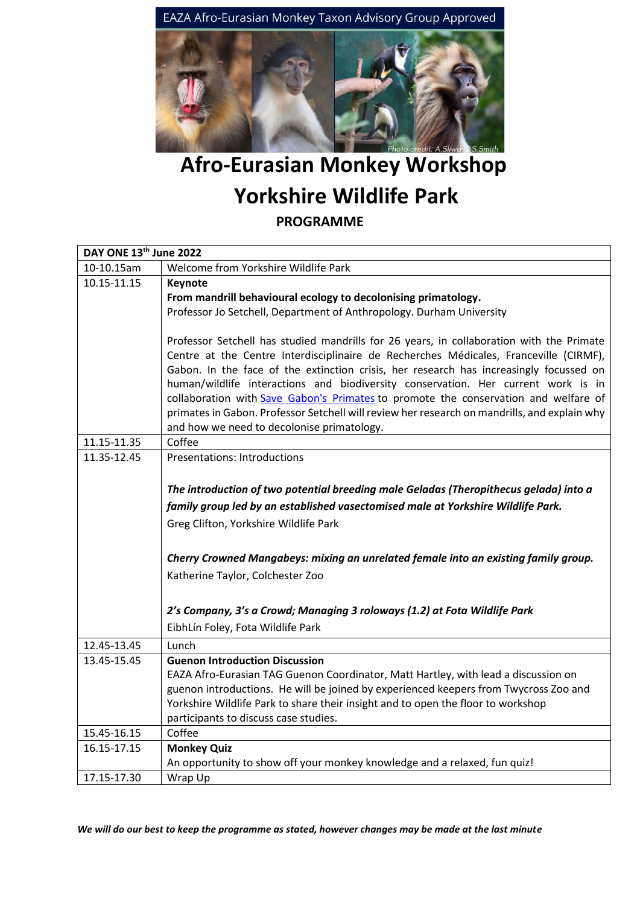EAZA Afro-Eurasian Monkey Taxon Advisory Group Approved

Photo credit: A.Sliwa & S.Smith

# Afro-Eurasian Monkey Workshop
# Yorkshire Wildlife Park

## PROGRAMME

| DAY ONE 13th June 2022 | |
|---|---|
| 10-10.15am | Welcome from Yorkshire Wildlife Park |
| 10.15-11.15 | **Keynote** <br> **From mandrill behavioural ecology to decolonising primatology.** <br> Professor Jo Setchell, Department of Anthropology. Durham University <br><br> Professor Setchell has studied mandrills for 26 years, in collaboration with the Primate Centre at the Centre Interdisciplinaire de Recherches Médicales, Franceville (CIRMF), Gabon. In the face of the extinction crisis, her research has increasingly focussed on human/wildlife interactions and biodiversity conservation. Her current work is in collaboration with Save Gabon's Primates to promote the conservation and welfare of primates in Gabon. Professor Setchell will review her research on mandrills, and explain why and how we need to decolonise primatology. |
| 11.15-11.35 | Coffee |
| 11.35-12.45 | Presentations: Introductions <br><br> ***The introduction of two potential breeding male Geladas (Theropithecus gelada) into a family group led by an established vasectomised male at Yorkshire Wildlife Park.*** <br> Greg Clifton, Yorkshire Wildlife Park <br><br> ***Cherry Crowned Mangabeys: mixing an unrelated female into an existing family group.*** <br> Katherine Taylor, Colchester Zoo <br><br> ***2's Company, 3's a Crowd; Managing 3 roloways (1.2) at Fota Wildlife Park*** <br> EibhLín Foley, Fota Wildlife Park |
| 12.45-13.45 | Lunch |
| 13.45-15.45 | **Guenon Introduction Discussion** <br> EAZA Afro-Eurasian TAG Guenon Coordinator, Matt Hartley, with lead a discussion on guenon introductions. He will be joined by experienced keepers from Twycross Zoo and Yorkshire Wildlife Park to share their insight and to open the floor to workshop participants to discuss case studies. |
| 15.45-16.15 | Coffee |
| 16.15-17.15 | **Monkey Quiz** <br> An opportunity to show off your monkey knowledge and a relaxed, fun quiz! |
| 17.15-17.30 | Wrap Up |

***We will do our best to keep the programme as stated, however changes may be made at the last minute***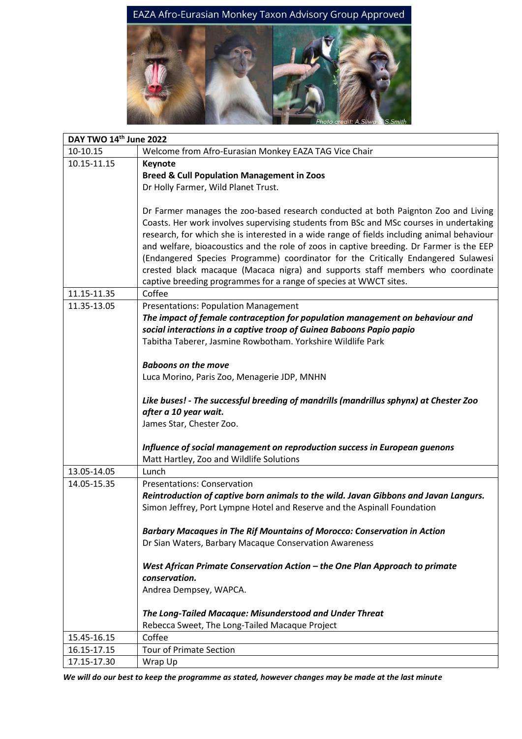EAZA Afro-Eurasian Monkey Taxon Advisory Group Approved

Photo credit: A.Sliwa & S.Smith

| DAY TWO 14th June 2022 | |
|---|---|
| 10-10.15 | Welcome from Afro-Eurasian Monkey EAZA TAG Vice Chair |
| 10.15-11.15 | **Keynote**<br>**Breed & Cull Population Management in Zoos**<br>Dr Holly Farmer, Wild Planet Trust.<br><br>Dr Farmer manages the zoo-based research conducted at both Paignton Zoo and Living Coasts. Her work involves supervising students from BSc and MSc courses in undertaking research, for which she is interested in a wide range of fields including animal behaviour and welfare, bioacoustics and the role of zoos in captive breeding. Dr Farmer is the EEP (Endangered Species Programme) coordinator for the Critically Endangered Sulawesi crested black macaque (Macaca nigra) and supports staff members who coordinate captive breeding programmes for a range of species at WWCT sites. |
| 11.15-11.35 | Coffee |
| 11.35-13.05 | Presentations: Population Management<br>***The impact of female contraception for population management on behaviour and social interactions in a captive troop of Guinea Baboons Papio papio***<br>Tabitha Taberer, Jasmine Rowbotham. Yorkshire Wildlife Park<br><br>***Baboons on the move***<br>Luca Morino, Paris Zoo, Menagerie JDP, MNHN<br><br>***Like buses! - The successful breeding of mandrills (mandrillus sphynx) at Chester Zoo after a 10 year wait.***<br>James Star, Chester Zoo.<br><br>***Influence of social management on reproduction success in European guenons***<br>Matt Hartley, Zoo and Wildlife Solutions |
| 13.05-14.05 | Lunch |
| 14.05-15.35 | Presentations: Conservation<br>***Reintroduction of captive born animals to the wild. Javan Gibbons and Javan Langurs.***<br>Simon Jeffrey, Port Lympne Hotel and Reserve and the Aspinall Foundation<br><br>***Barbary Macaques in The Rif Mountains of Morocco: Conservation in Action***<br>Dr Sian Waters, Barbary Macaque Conservation Awareness<br><br>***West African Primate Conservation Action – the One Plan Approach to primate conservation.***<br>Andrea Dempsey, WAPCA.<br><br>***The Long-Tailed Macaque: Misunderstood and Under Threat***<br>Rebecca Sweet, The Long-Tailed Macaque Project |
| 15.45-16.15 | Coffee |
| 16.15-17.15 | Tour of Primate Section |
| 17.15-17.30 | Wrap Up |

***We will do our best to keep the programme as stated, however changes may be made at the last minute***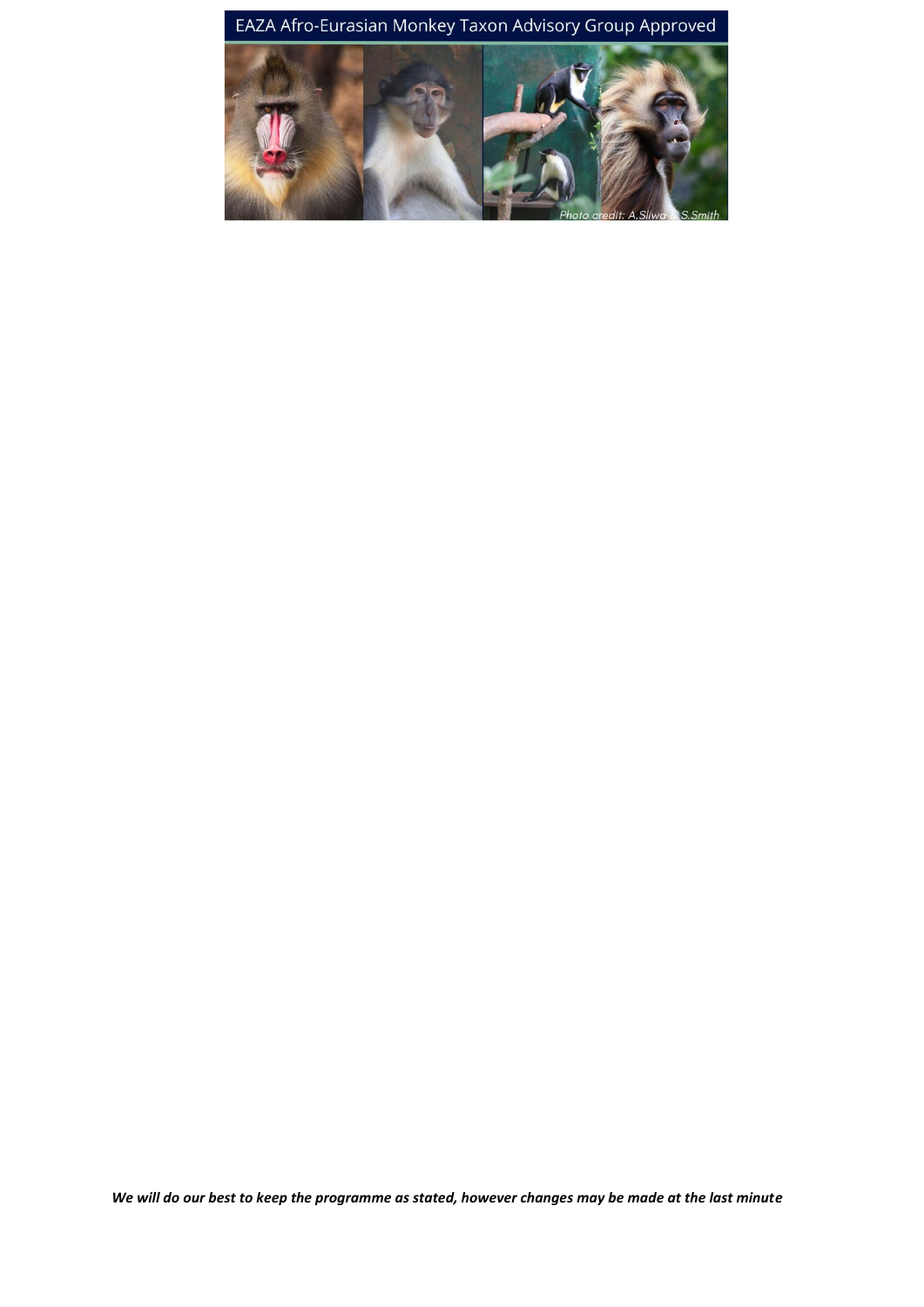EAZA Afro-Eurasian Monkey Taxon Advisory Group Approved

Photo credit: A.Sliwa & S.Smith

***We will do our best to keep the programme as stated, however changes may be made at the last minute***